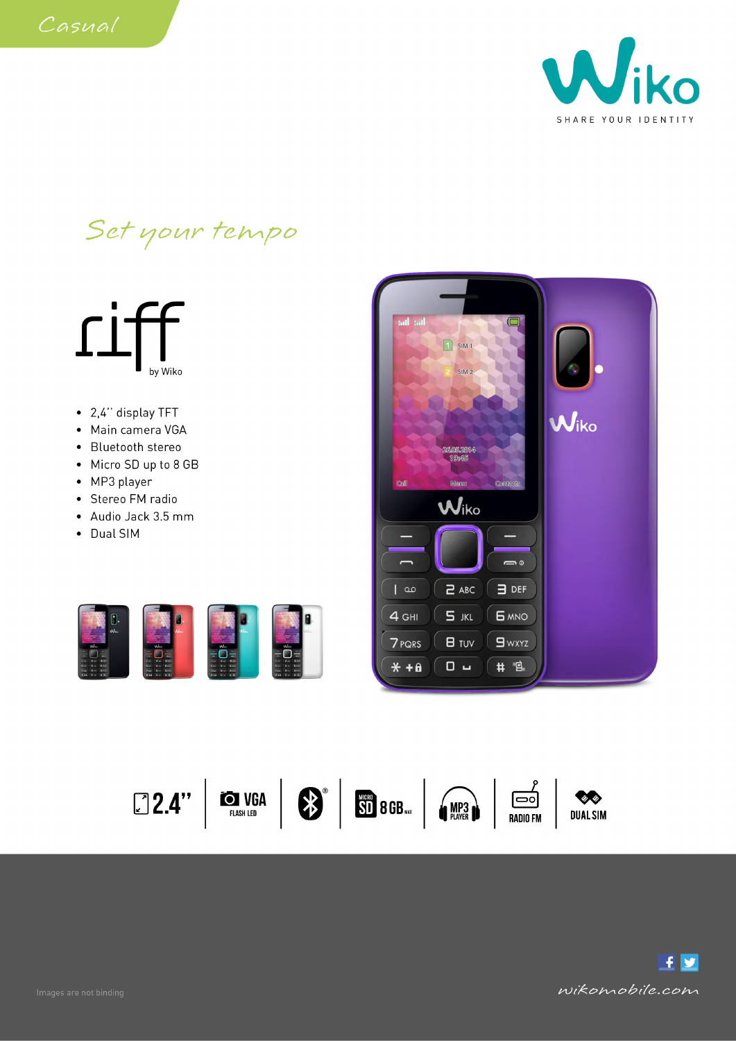Casual

Wiko

SHARE YOUR IDENTITY

Set your tempo

# riff

by Wiko

- 2,4'' display TFT
- Main camera VGA
- Bluetooth stereo
- Micro SD up to 8 GB
- MP3 player
- Stereo FM radio
- Audio Jack 3.5 mm
- Dual SIM

2.4'' | VGA FLASH LED | MICRO SD 8GB MAX | MP3 PLAYER | RADIO FM | DUAL SIM

Images are not binding

wikomobile.com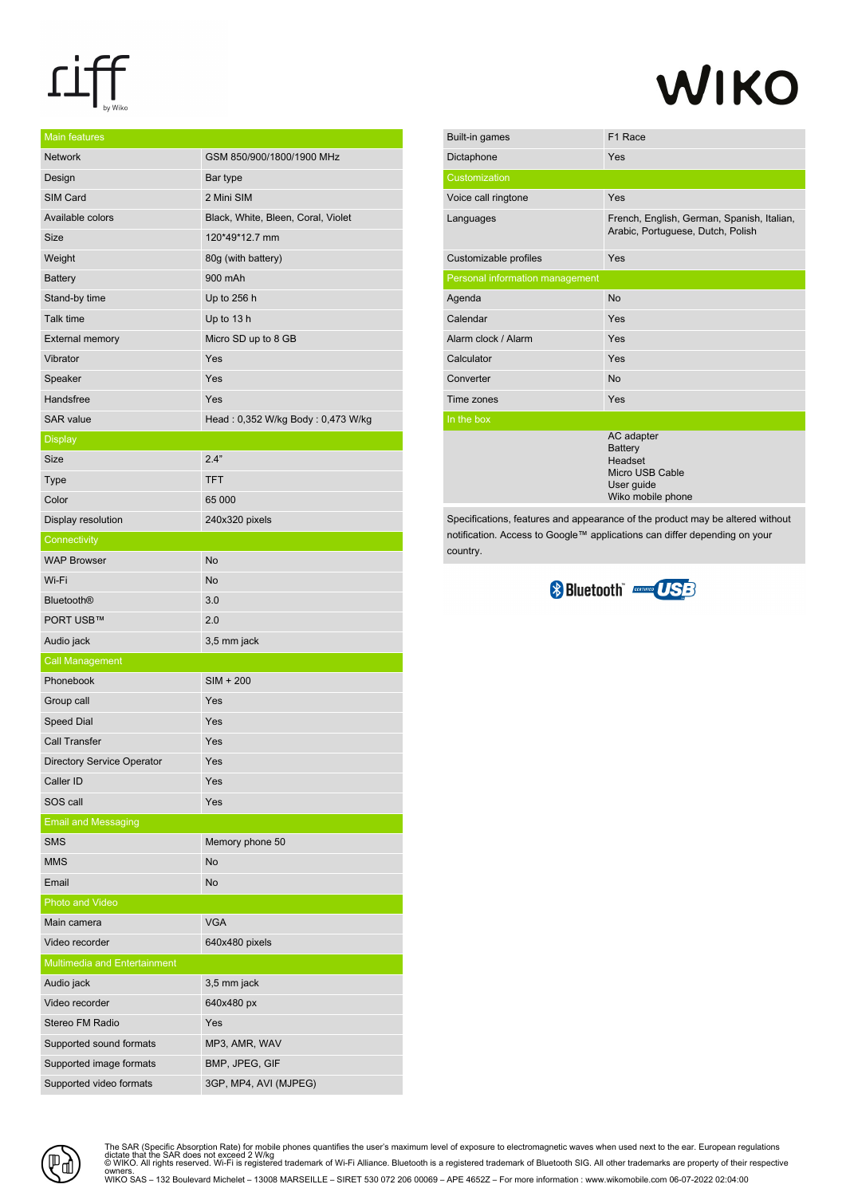riff by Wiko

WIKO

| Main features | |
|---|---|
| Network | GSM 850/900/1800/1900 MHz |
| Design | Bar type |
| SIM Card | 2 Mini SIM |
| Available colors | Black, White, Bleen, Coral, Violet |
| Size | 120*49*12.7 mm |
| Weight | 80g (with battery) |
| Battery | 900 mAh |
| Stand-by time | Up to 256 h |
| Talk time | Up to 13 h |
| External memory | Micro SD up to 8 GB |
| Vibrator | Yes |
| Speaker | Yes |
| Handsfree | Yes |
| SAR value | Head : 0,352 W/kg Body : 0,473 W/kg |
| **Display** | |
| Size | 2.4" |
| Type | TFT |
| Color | 65 000 |
| Display resolution | 240x320 pixels |
| **Connectivity** | |
| WAP Browser | No |
| Wi-Fi | No |
| Bluetooth® | 3.0 |
| PORT USB™ | 2.0 |
| Audio jack | 3,5 mm jack |
| **Call Management** | |
| Phonebook | SIM + 200 |
| Group call | Yes |
| Speed Dial | Yes |
| Call Transfer | Yes |
| Directory Service Operator | Yes |
| Caller ID | Yes |
| SOS call | Yes |
| **Email and Messaging** | |
| SMS | Memory phone 50 |
| MMS | No |
| Email | No |
| **Photo and Video** | |
| Main camera | VGA |
| Video recorder | 640x480 pixels |
| **Multimedia and Entertainment** | |
| Audio jack | 3,5 mm jack |
| Video recorder | 640x480 px |
| Stereo FM Radio | Yes |
| Supported sound formats | MP3, AMR, WAV |
| Supported image formats | BMP, JPEG, GIF |
| Supported video formats | 3GP, MP4, AVI (MJPEG) |
| Built-in games | F1 Race |
| Dictaphone | Yes |
| **Customization** | |
| Voice call ringtone | Yes |
| Languages | French, English, German, Spanish, Italian, Arabic, Portuguese, Dutch, Polish |
| Customizable profiles | Yes |
| **Personal information management** | |
| Agenda | No |
| Calendar | Yes |
| Alarm clock / Alarm | Yes |
| Calculator | Yes |
| Converter | No |
| Time zones | Yes |
| **In the box** | |
| | AC adapter<br>Battery<br>Headset<br>Micro USB Cable<br>User guide<br>Wiko mobile phone |

Specifications, features and appearance of the product may be altered without notification. Access to Google™ applications can differ depending on your country.

Bluetooth® Certified USB

The SAR (Specific Absorption Rate) for mobile phones quantifies the user's maximum level of exposure to electromagnetic waves when used next to the ear. European regulations dictate that the SAR does not exceed 2 W/kg
© WIKO. All rights reserved. Wi-Fi is registered trademark of Wi-Fi Alliance. Bluetooth is a registered trademark of Bluetooth SIG. All other trademarks are property of their respective owners.
WIKO SAS – 132 Boulevard Michelet – 13008 MARSEILLE – SIRET 530 072 206 00069 – APE 4652Z – For more information : www.wikomobile.com 06-07-2022 02:04:00